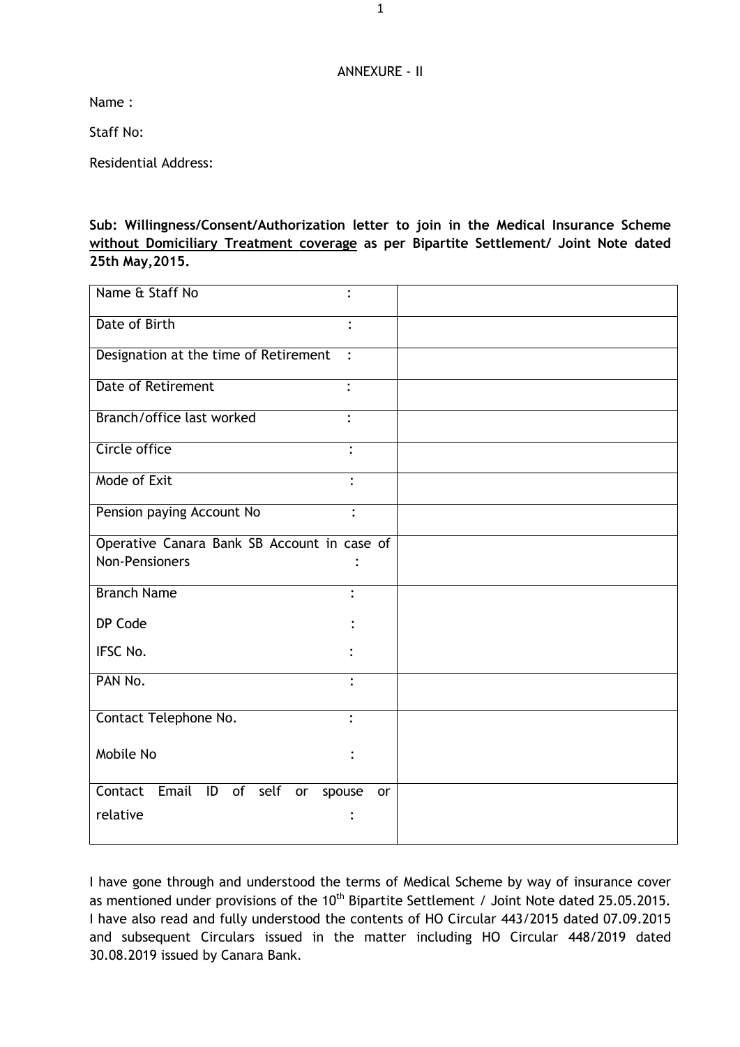ANNEXURE - II

Name :

Staff No:

Residential Address:

**Sub: Willingness/Consent/Authorization letter to join in the Medical Insurance Scheme <u>without Domiciliary Treatment coverage</u> as per Bipartite Settlement/ Joint Note dated 25th May,2015.**

| | |
|---|---|
| Name & Staff No : | |
| Date of Birth : | |
| Designation at the time of Retirement : | |
| Date of Retirement : | |
| Branch/office last worked : | |
| Circle office : | |
| Mode of Exit : | |
| Pension paying Account No : | |
| Operative Canara Bank SB Account in case of Non-Pensioners : | |
| Branch Name :<br>DP Code :<br>IFSC No. : | |
| PAN No. : | |
| Contact Telephone No. :<br>Mobile No : | |
| Contact Email ID of self or spouse or relative : | |

I have gone through and understood the terms of Medical Scheme by way of insurance cover as mentioned under provisions of the 10th Bipartite Settlement / Joint Note dated 25.05.2015. I have also read and fully understood the contents of HO Circular 443/2015 dated 07.09.2015 and subsequent Circulars issued in the matter including HO Circular 448/2019 dated 30.08.2019 issued by Canara Bank.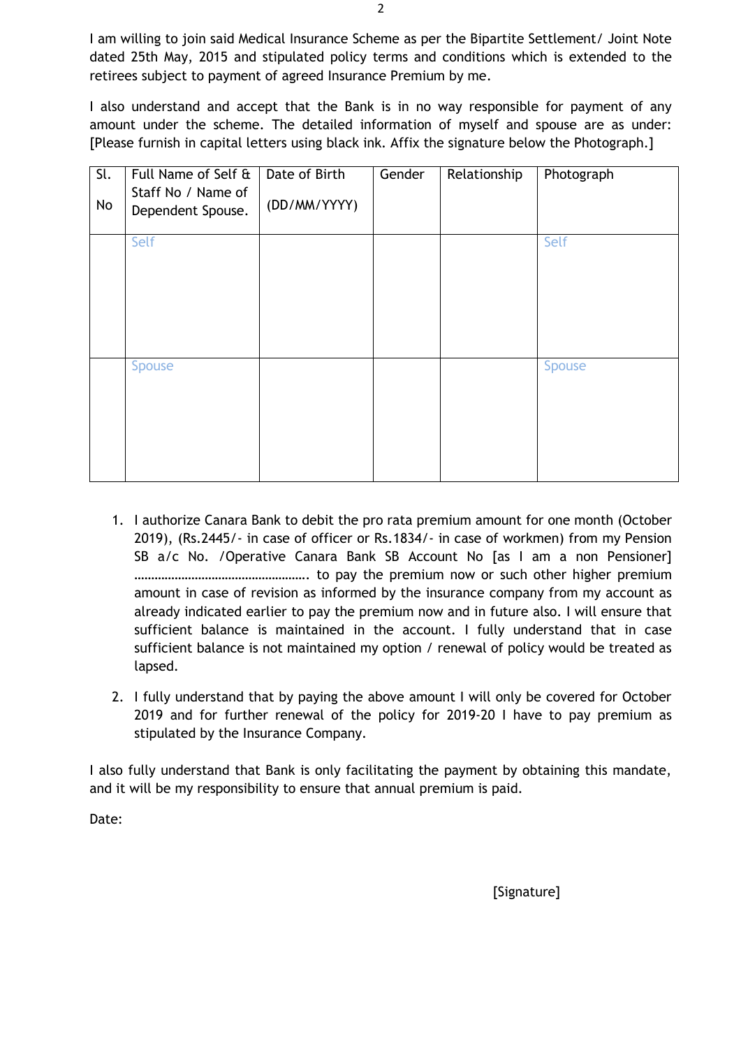I am willing to join said Medical Insurance Scheme as per the Bipartite Settlement/ Joint Note dated 25th May, 2015 and stipulated policy terms and conditions which is extended to the retirees subject to payment of agreed Insurance Premium by me.

I also understand and accept that the Bank is in no way responsible for payment of any amount under the scheme. The detailed information of myself and spouse are as under: [Please furnish in capital letters using black ink. Affix the signature below the Photograph.]

| Sl. No | Full Name of Self & Staff No / Name of Dependent Spouse. | Date of Birth (DD/MM/YYYY) | Gender | Relationship | Photograph |
|---|---|---|---|---|---|
| | Self | | | | Self |
| | Spouse | | | | Spouse |

1. I authorize Canara Bank to debit the pro rata premium amount for one month (October 2019), (Rs.2445/- in case of officer or Rs.1834/- in case of workmen) from my Pension SB a/c No. /Operative Canara Bank SB Account No [as I am a non Pensioner] ……………………………………………. to pay the premium now or such other higher premium amount in case of revision as informed by the insurance company from my account as already indicated earlier to pay the premium now and in future also. I will ensure that sufficient balance is maintained in the account. I fully understand that in case sufficient balance is not maintained my option / renewal of policy would be treated as lapsed.

2. I fully understand that by paying the above amount I will only be covered for October 2019 and for further renewal of the policy for 2019-20 I have to pay premium as stipulated by the Insurance Company.

I also fully understand that Bank is only facilitating the payment by obtaining this mandate, and it will be my responsibility to ensure that annual premium is paid.

Date:

[Signature]